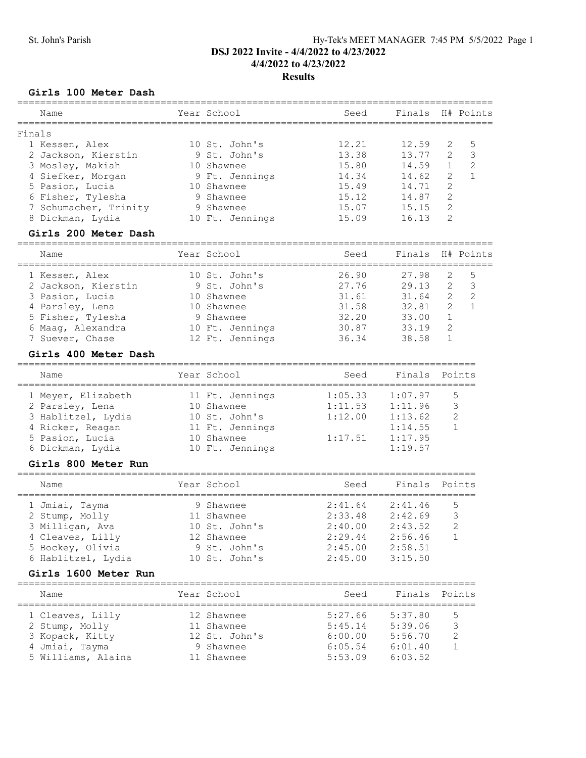# DSJ 2022 Invite - 4/4/2022 to 4/23/2022

## 4/4/2022 to 4/23/2022

## Results

### Girls 100 Meter Dash

| | Name | Year | School | Seed | Finals | H# | Points |
|---|---|---|---|---|---|---|---|
| **Finals** | | | | | | | |
| 1 | Kessen, Alex | 10 | St. John's | 12.21 | 12.59 | 2 | 5 |
| 2 | Jackson, Kierstin | 9 | St. John's | 13.38 | 13.77 | 2 | 3 |
| 3 | Mosley, Makiah | 10 | Shawnee | 15.80 | 14.59 | 1 | 2 |
| 4 | Siefker, Morgan | 9 | Ft. Jennings | 14.34 | 14.62 | 2 | 1 |
| 5 | Pasion, Lucia | 10 | Shawnee | 15.49 | 14.71 | 2 | |
| 6 | Fisher, Tylesha | 9 | Shawnee | 15.12 | 14.87 | 2 | |
| 7 | Schumacher, Trinity | 9 | Shawnee | 15.07 | 15.15 | 2 | |
| 8 | Dickman, Lydia | 10 | Ft. Jennings | 15.09 | 16.13 | 2 | |

### Girls 200 Meter Dash

| | Name | Year | School | Seed | Finals | H# | Points |
|---|---|---|---|---|---|---|---|
| 1 | Kessen, Alex | 10 | St. John's | 26.90 | 27.98 | 2 | 5 |
| 2 | Jackson, Kierstin | 9 | St. John's | 27.76 | 29.13 | 2 | 3 |
| 3 | Pasion, Lucia | 10 | Shawnee | 31.61 | 31.64 | 2 | 2 |
| 4 | Parsley, Lena | 10 | Shawnee | 31.58 | 32.81 | 2 | 1 |
| 5 | Fisher, Tylesha | 9 | Shawnee | 32.20 | 33.00 | 1 | |
| 6 | Maag, Alexandra | 10 | Ft. Jennings | 30.87 | 33.19 | 2 | |
| 7 | Suever, Chase | 12 | Ft. Jennings | 36.34 | 38.58 | 1 | |

### Girls 400 Meter Dash

| | Name | Year | School | Seed | Finals | Points |
|---|---|---|---|---|---|---|
| 1 | Meyer, Elizabeth | 11 | Ft. Jennings | 1:05.33 | 1:07.97 | 5 |
| 2 | Parsley, Lena | 10 | Shawnee | 1:11.53 | 1:11.96 | 3 |
| 3 | Hablitzel, Lydia | 10 | St. John's | 1:12.00 | 1:13.62 | 2 |
| 4 | Ricker, Reagan | 11 | Ft. Jennings | | 1:14.55 | 1 |
| 5 | Pasion, Lucia | 10 | Shawnee | 1:17.51 | 1:17.95 | |
| 6 | Dickman, Lydia | 10 | Ft. Jennings | | 1:19.57 | |

### Girls 800 Meter Run

| | Name | Year | School | Seed | Finals | Points |
|---|---|---|---|---|---|---|
| 1 | Jmiai, Tayma | 9 | Shawnee | 2:41.64 | 2:41.46 | 5 |
| 2 | Stump, Molly | 11 | Shawnee | 2:33.48 | 2:42.69 | 3 |
| 3 | Milligan, Ava | 10 | St. John's | 2:40.00 | 2:43.52 | 2 |
| 4 | Cleaves, Lilly | 12 | Shawnee | 2:29.44 | 2:56.46 | 1 |
| 5 | Bockey, Olivia | 9 | St. John's | 2:45.00 | 2:58.51 | |
| 6 | Hablitzel, Lydia | 10 | St. John's | 2:45.00 | 3:15.50 | |

### Girls 1600 Meter Run

| | Name | Year | School | Seed | Finals | Points |
|---|---|---|---|---|---|---|
| 1 | Cleaves, Lilly | 12 | Shawnee | 5:27.66 | 5:37.80 | 5 |
| 2 | Stump, Molly | 11 | Shawnee | 5:45.14 | 5:39.06 | 3 |
| 3 | Kopack, Kitty | 12 | St. John's | 6:00.00 | 5:56.70 | 2 |
| 4 | Jmiai, Tayma | 9 | Shawnee | 6:05.54 | 6:01.40 | 1 |
| 5 | Williams, Alaina | 11 | Shawnee | 5:53.09 | 6:03.52 | |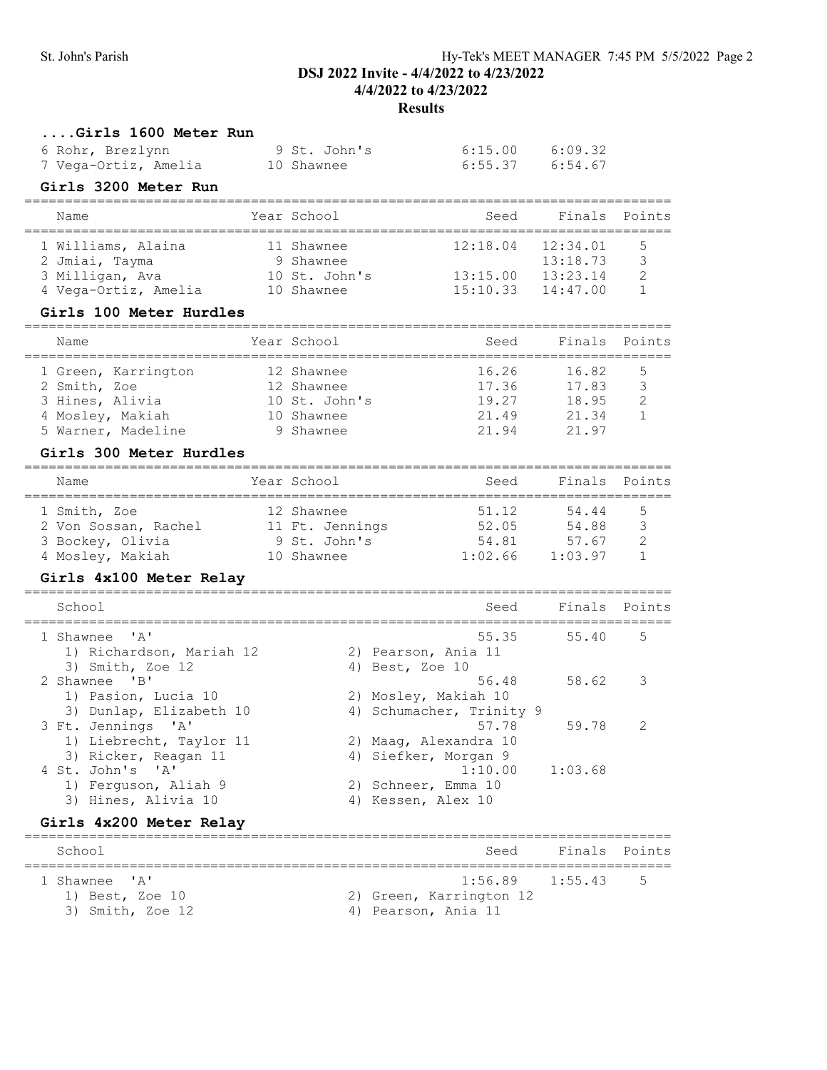## DSJ 2022 Invite - 4/4/2022 to 4/23/2022

**4/4/2022 to 4/23/2022**

**Results**

### ....Girls 1600 Meter Run

| Name | Year | School | Seed | Finals | Points |
|---|---|---|---|---|---|
| 6 Rohr, Brezlynn | 9 | St. John's | 6:15.00 | 6:09.32 | |
| 7 Vega-Ortiz, Amelia | 10 | Shawnee | 6:55.37 | 6:54.67 | |

### Girls 3200 Meter Run

| Name | Year | School | Seed | Finals | Points |
|---|---|---|---|---|---|
| 1 Williams, Alaina | 11 | Shawnee | 12:18.04 | 12:34.01 | 5 |
| 2 Jmiai, Tayma | 9 | Shawnee | | 13:18.73 | 3 |
| 3 Milligan, Ava | 10 | St. John's | 13:15.00 | 13:23.14 | 2 |
| 4 Vega-Ortiz, Amelia | 10 | Shawnee | 15:10.33 | 14:47.00 | 1 |

### Girls 100 Meter Hurdles

| Name | Year | School | Seed | Finals | Points |
|---|---|---|---|---|---|
| 1 Green, Karrington | 12 | Shawnee | 16.26 | 16.82 | 5 |
| 2 Smith, Zoe | 12 | Shawnee | 17.36 | 17.83 | 3 |
| 3 Hines, Alivia | 10 | St. John's | 19.27 | 18.95 | 2 |
| 4 Mosley, Makiah | 10 | Shawnee | 21.49 | 21.34 | 1 |
| 5 Warner, Madeline | 9 | Shawnee | 21.94 | 21.97 | |

### Girls 300 Meter Hurdles

| Name | Year | School | Seed | Finals | Points |
|---|---|---|---|---|---|
| 1 Smith, Zoe | 12 | Shawnee | 51.12 | 54.44 | 5 |
| 2 Von Sossan, Rachel | 11 | Ft. Jennings | 52.05 | 54.88 | 3 |
| 3 Bockey, Olivia | 9 | St. John's | 54.81 | 57.67 | 2 |
| 4 Mosley, Makiah | 10 | Shawnee | 1:02.66 | 1:03.97 | 1 |

### Girls 4x100 Meter Relay

| School | Seed | Finals | Points |
|---|---|---|---|
| 1 Shawnee 'A' | 55.35 | 55.40 | 5 |
| 1) Richardson, Mariah 12; 2) Pearson, Ania 11; 3) Smith, Zoe 12; 4) Best, Zoe 10 | | | |
| 2 Shawnee 'B' | 56.48 | 58.62 | 3 |
| 1) Pasion, Lucia 10; 2) Mosley, Makiah 10; 3) Dunlap, Elizabeth 10; 4) Schumacher, Trinity 9 | | | |
| 3 Ft. Jennings 'A' | 57.78 | 59.78 | 2 |
| 1) Liebrecht, Taylor 11; 2) Maag, Alexandra 10; 3) Ricker, Reagan 11; 4) Siefker, Morgan 9 | | | |
| 4 St. John's 'A' | 1:10.00 | 1:03.68 | |
| 1) Ferguson, Aliah 9; 2) Schneer, Emma 10; 3) Hines, Alivia 10; 4) Kessen, Alex 10 | | | |

### Girls 4x200 Meter Relay

| School | Seed | Finals | Points |
|---|---|---|---|
| 1 Shawnee 'A' | 1:56.89 | 1:55.43 | 5 |
| 1) Best, Zoe 10; 2) Green, Karrington 12; 3) Smith, Zoe 12; 4) Pearson, Ania 11 | | | |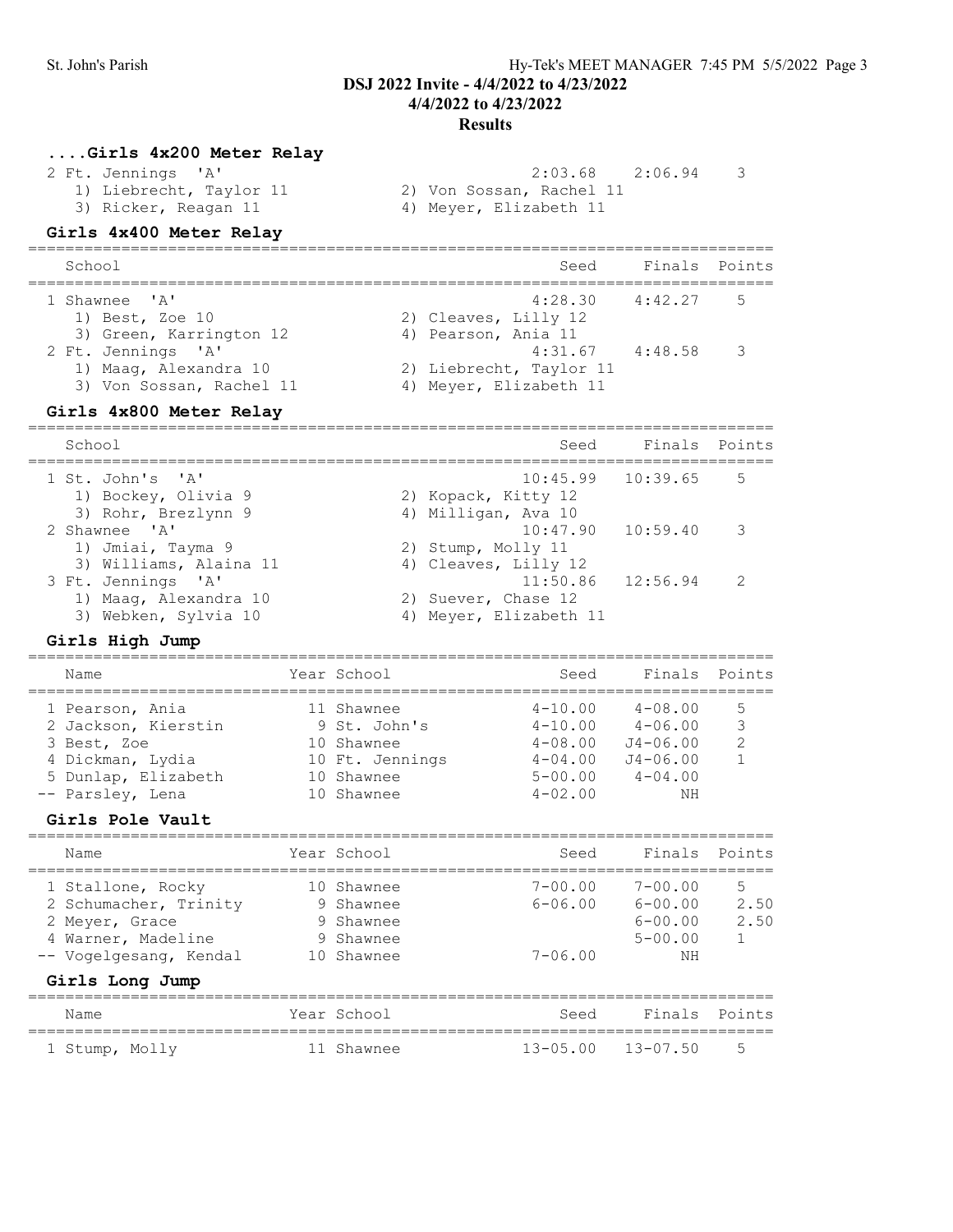### ....Girls 4x200 Meter Relay

| School | Seed | Finals | Points |
|---|---|---|---|
| 2 Ft. Jennings 'A' | 2:03.68 | 2:06.94 | 3 |
| 1) Liebrecht, Taylor 11; 2) Von Sossan, Rachel 11; 3) Ricker, Reagan 11; 4) Meyer, Elizabeth 11 | | | |

### Girls 4x400 Meter Relay

| School | Seed | Finals | Points |
|---|---|---|---|
| 1 Shawnee 'A' | 4:28.30 | 4:42.27 | 5 |
| 1) Best, Zoe 10; 2) Cleaves, Lilly 12; 3) Green, Karrington 12; 4) Pearson, Ania 11 | | | |
| 2 Ft. Jennings 'A' | 4:31.67 | 4:48.58 | 3 |
| 1) Maag, Alexandra 10; 2) Liebrecht, Taylor 11; 3) Von Sossan, Rachel 11; 4) Meyer, Elizabeth 11 | | | |

### Girls 4x800 Meter Relay

| School | Seed | Finals | Points |
|---|---|---|---|
| 1 St. John's 'A' | 10:45.99 | 10:39.65 | 5 |
| 1) Bockey, Olivia 9; 2) Kopack, Kitty 12; 3) Rohr, Brezlynn 9; 4) Milligan, Ava 10 | | | |
| 2 Shawnee 'A' | 10:47.90 | 10:59.40 | 3 |
| 1) Jmiai, Tayma 9; 2) Stump, Molly 11; 3) Williams, Alaina 11; 4) Cleaves, Lilly 12 | | | |
| 3 Ft. Jennings 'A' | 11:50.86 | 12:56.94 | 2 |
| 1) Maag, Alexandra 10; 2) Suever, Chase 12; 3) Webken, Sylvia 10; 4) Meyer, Elizabeth 11 | | | |

### Girls High Jump

| Name | Year | School | Seed | Finals | Points |
|---|---|---|---|---|---|
| 1 Pearson, Ania | 11 | Shawnee | 4-10.00 | 4-08.00 | 5 |
| 2 Jackson, Kierstin | 9 | St. John's | 4-10.00 | 4-06.00 | 3 |
| 3 Best, Zoe | 10 | Shawnee | 4-08.00 | J4-06.00 | 2 |
| 4 Dickman, Lydia | 10 | Ft. Jennings | 4-04.00 | J4-06.00 | 1 |
| 5 Dunlap, Elizabeth | 10 | Shawnee | 5-00.00 | 4-04.00 | |
| -- Parsley, Lena | 10 | Shawnee | 4-02.00 | NH | |

### Girls Pole Vault

| Name | Year | School | Seed | Finals | Points |
|---|---|---|---|---|---|
| 1 Stallone, Rocky | 10 | Shawnee | 7-00.00 | 7-00.00 | 5 |
| 2 Schumacher, Trinity | 9 | Shawnee | 6-06.00 | 6-00.00 | 2.50 |
| 2 Meyer, Grace | 9 | Shawnee | | 6-00.00 | 2.50 |
| 4 Warner, Madeline | 9 | Shawnee | | 5-00.00 | 1 |
| -- Vogelgesang, Kendal | 10 | Shawnee | 7-06.00 | NH | |

### Girls Long Jump

| Name | Year | School | Seed | Finals | Points |
|---|---|---|---|---|---|
| 1 Stump, Molly | 11 | Shawnee | 13-05.00 | 13-07.50 | 5 |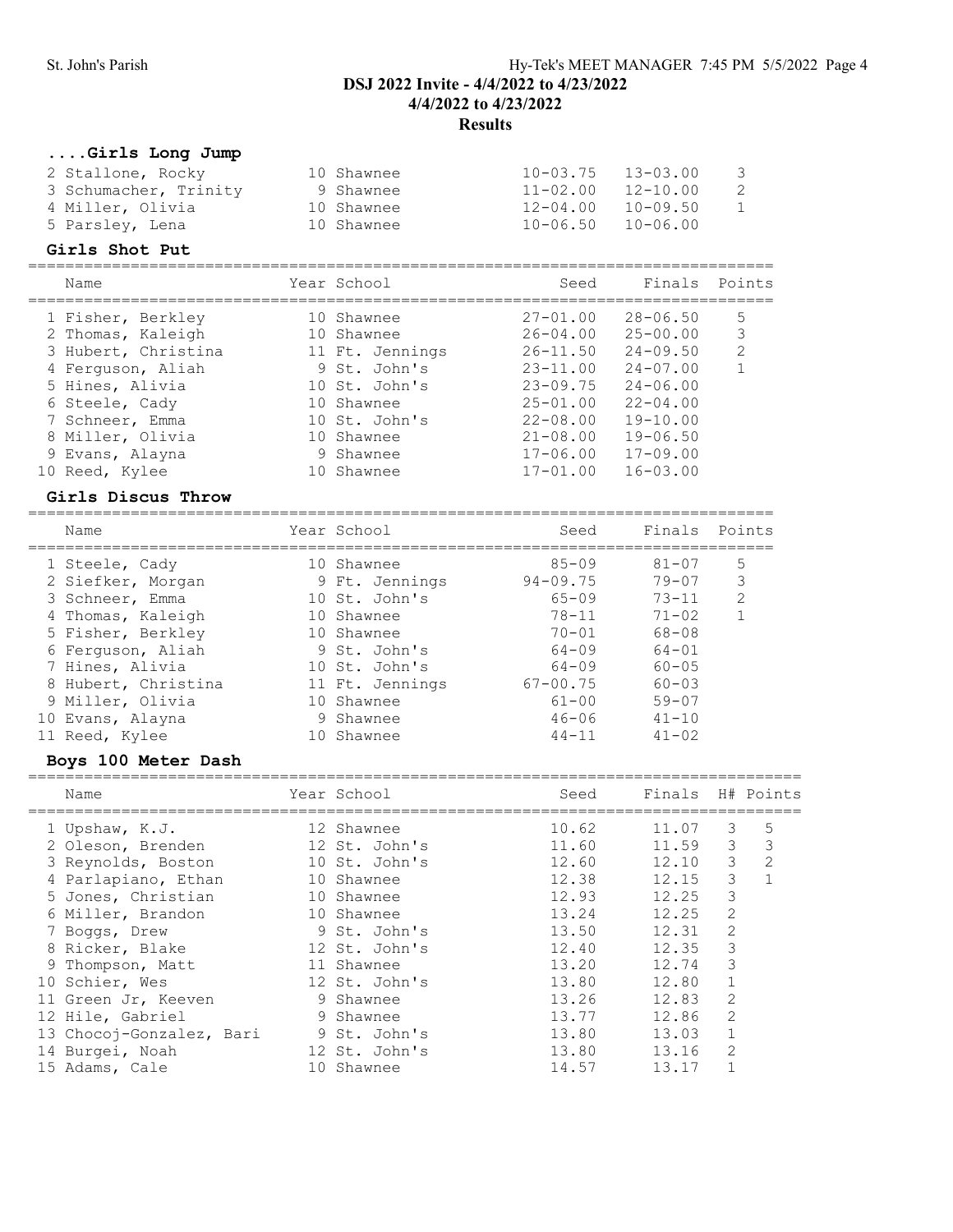## DSJ 2022 Invite - 4/4/2022 to 4/23/2022

### 4/4/2022 to 4/23/2022

### Results

#### ....Girls Long Jump

| Name | Year | School | Seed | Finals | Points |
|---|---|---|---|---|---|
| 2 Stallone, Rocky | 10 | Shawnee | 10-03.75 | 13-03.00 | 3 |
| 3 Schumacher, Trinity | 9 | Shawnee | 11-02.00 | 12-10.00 | 2 |
| 4 Miller, Olivia | 10 | Shawnee | 12-04.00 | 10-09.50 | 1 |
| 5 Parsley, Lena | 10 | Shawnee | 10-06.50 | 10-06.00 | |

#### Girls Shot Put

| Name | Year | School | Seed | Finals | Points |
|---|---|---|---|---|---|
| 1 Fisher, Berkley | 10 | Shawnee | 27-01.00 | 28-06.50 | 5 |
| 2 Thomas, Kaleigh | 10 | Shawnee | 26-04.00 | 25-00.00 | 3 |
| 3 Hubert, Christina | 11 | Ft. Jennings | 26-11.50 | 24-09.50 | 2 |
| 4 Ferguson, Aliah | 9 | St. John's | 23-11.00 | 24-07.00 | 1 |
| 5 Hines, Alivia | 10 | St. John's | 23-09.75 | 24-06.00 | |
| 6 Steele, Cady | 10 | Shawnee | 25-01.00 | 22-04.00 | |
| 7 Schneer, Emma | 10 | St. John's | 22-08.00 | 19-10.00 | |
| 8 Miller, Olivia | 10 | Shawnee | 21-08.00 | 19-06.50 | |
| 9 Evans, Alayna | 9 | Shawnee | 17-06.00 | 17-09.00 | |
| 10 Reed, Kylee | 10 | Shawnee | 17-01.00 | 16-03.00 | |

#### Girls Discus Throw

| Name | Year | School | Seed | Finals | Points |
|---|---|---|---|---|---|
| 1 Steele, Cady | 10 | Shawnee | 85-09 | 81-07 | 5 |
| 2 Siefker, Morgan | 9 | Ft. Jennings | 94-09.75 | 79-07 | 3 |
| 3 Schneer, Emma | 10 | St. John's | 65-09 | 73-11 | 2 |
| 4 Thomas, Kaleigh | 10 | Shawnee | 78-11 | 71-02 | 1 |
| 5 Fisher, Berkley | 10 | Shawnee | 70-01 | 68-08 | |
| 6 Ferguson, Aliah | 9 | St. John's | 64-09 | 64-01 | |
| 7 Hines, Alivia | 10 | St. John's | 64-09 | 60-05 | |
| 8 Hubert, Christina | 11 | Ft. Jennings | 67-00.75 | 60-03 | |
| 9 Miller, Olivia | 10 | Shawnee | 61-00 | 59-07 | |
| 10 Evans, Alayna | 9 | Shawnee | 46-06 | 41-10 | |
| 11 Reed, Kylee | 10 | Shawnee | 44-11 | 41-02 | |

#### Boys 100 Meter Dash

| Name | Year | School | Seed | Finals | H# | Points |
|---|---|---|---|---|---|---|
| 1 Upshaw, K.J. | 12 | Shawnee | 10.62 | 11.07 | 3 | 5 |
| 2 Oleson, Brenden | 12 | St. John's | 11.60 | 11.59 | 3 | 3 |
| 3 Reynolds, Boston | 10 | St. John's | 12.60 | 12.10 | 3 | 2 |
| 4 Parlapiano, Ethan | 10 | Shawnee | 12.38 | 12.15 | 3 | 1 |
| 5 Jones, Christian | 10 | Shawnee | 12.93 | 12.25 | 3 | |
| 6 Miller, Brandon | 10 | Shawnee | 13.24 | 12.25 | 2 | |
| 7 Boggs, Drew | 9 | St. John's | 13.50 | 12.31 | 2 | |
| 8 Ricker, Blake | 12 | St. John's | 12.40 | 12.35 | 3 | |
| 9 Thompson, Matt | 11 | Shawnee | 13.20 | 12.74 | 3 | |
| 10 Schier, Wes | 12 | St. John's | 13.80 | 12.80 | 1 | |
| 11 Green Jr, Keeven | 9 | Shawnee | 13.26 | 12.83 | 2 | |
| 12 Hile, Gabriel | 9 | Shawnee | 13.77 | 12.86 | 2 | |
| 13 Chocoj-Gonzalez, Bari | 9 | St. John's | 13.80 | 13.03 | 1 | |
| 14 Burgei, Noah | 12 | St. John's | 13.80 | 13.16 | 2 | |
| 15 Adams, Cale | 10 | Shawnee | 14.57 | 13.17 | 1 | |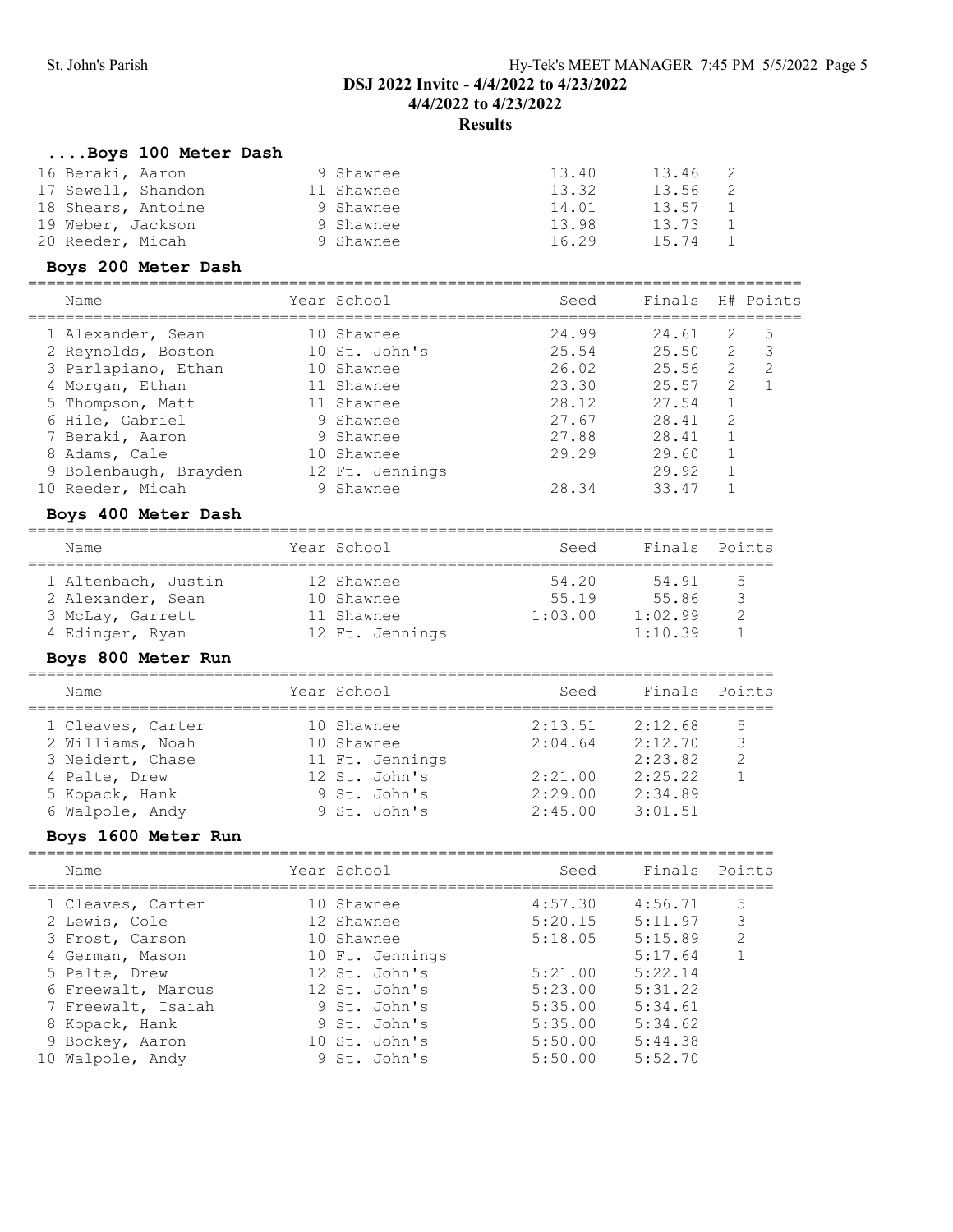## DSJ 2022 Invite - 4/4/2022 to 4/23/2022
## 4/4/2022 to 4/23/2022
## Results

### ....Boys 100 Meter Dash

| Place | Name | Year | School | Seed | Finals | H# |
|---|---|---|---|---|---|---|
| 16 | Beraki, Aaron | 9 | Shawnee | 13.40 | 13.46 | 2 |
| 17 | Sewell, Shandon | 11 | Shawnee | 13.32 | 13.56 | 2 |
| 18 | Shears, Antoine | 9 | Shawnee | 14.01 | 13.57 | 1 |
| 19 | Weber, Jackson | 9 | Shawnee | 13.98 | 13.73 | 1 |
| 20 | Reeder, Micah | 9 | Shawnee | 16.29 | 15.74 | 1 |

### Boys 200 Meter Dash

| Place | Name | Year | School | Seed | Finals | H# | Points |
|---|---|---|---|---|---|---|---|
| 1 | Alexander, Sean | 10 | Shawnee | 24.99 | 24.61 | 2 | 5 |
| 2 | Reynolds, Boston | 10 | St. John's | 25.54 | 25.50 | 2 | 3 |
| 3 | Parlapiano, Ethan | 10 | Shawnee | 26.02 | 25.56 | 2 | 2 |
| 4 | Morgan, Ethan | 11 | Shawnee | 23.30 | 25.57 | 2 | 1 |
| 5 | Thompson, Matt | 11 | Shawnee | 28.12 | 27.54 | 1 | |
| 6 | Hile, Gabriel | 9 | Shawnee | 27.67 | 28.41 | 2 | |
| 7 | Beraki, Aaron | 9 | Shawnee | 27.88 | 28.41 | 1 | |
| 8 | Adams, Cale | 10 | Shawnee | 29.29 | 29.60 | 1 | |
| 9 | Bolenbaugh, Brayden | 12 | Ft. Jennings | | 29.92 | 1 | |
| 10 | Reeder, Micah | 9 | Shawnee | 28.34 | 33.47 | 1 | |

### Boys 400 Meter Dash

| Place | Name | Year | School | Seed | Finals | Points |
|---|---|---|---|---|---|---|
| 1 | Altenbach, Justin | 12 | Shawnee | 54.20 | 54.91 | 5 |
| 2 | Alexander, Sean | 10 | Shawnee | 55.19 | 55.86 | 3 |
| 3 | McLay, Garrett | 11 | Shawnee | 1:03.00 | 1:02.99 | 2 |
| 4 | Edinger, Ryan | 12 | Ft. Jennings | | 1:10.39 | 1 |

### Boys 800 Meter Run

| Place | Name | Year | School | Seed | Finals | Points |
|---|---|---|---|---|---|---|
| 1 | Cleaves, Carter | 10 | Shawnee | 2:13.51 | 2:12.68 | 5 |
| 2 | Williams, Noah | 10 | Shawnee | 2:04.64 | 2:12.70 | 3 |
| 3 | Neidert, Chase | 11 | Ft. Jennings | | 2:23.82 | 2 |
| 4 | Palte, Drew | 12 | St. John's | 2:21.00 | 2:25.22 | 1 |
| 5 | Kopack, Hank | 9 | St. John's | 2:29.00 | 2:34.89 | |
| 6 | Walpole, Andy | 9 | St. John's | 2:45.00 | 3:01.51 | |

### Boys 1600 Meter Run

| Place | Name | Year | School | Seed | Finals | Points |
|---|---|---|---|---|---|---|
| 1 | Cleaves, Carter | 10 | Shawnee | 4:57.30 | 4:56.71 | 5 |
| 2 | Lewis, Cole | 12 | Shawnee | 5:20.15 | 5:11.97 | 3 |
| 3 | Frost, Carson | 10 | Shawnee | 5:18.05 | 5:15.89 | 2 |
| 4 | German, Mason | 10 | Ft. Jennings | | 5:17.64 | 1 |
| 5 | Palte, Drew | 12 | St. John's | 5:21.00 | 5:22.14 | |
| 6 | Freewalt, Marcus | 12 | St. John's | 5:23.00 | 5:31.22 | |
| 7 | Freewalt, Isaiah | 9 | St. John's | 5:35.00 | 5:34.61 | |
| 8 | Kopack, Hank | 9 | St. John's | 5:35.00 | 5:34.62 | |
| 9 | Bockey, Aaron | 10 | St. John's | 5:50.00 | 5:44.38 | |
| 10 | Walpole, Andy | 9 | St. John's | 5:50.00 | 5:52.70 | |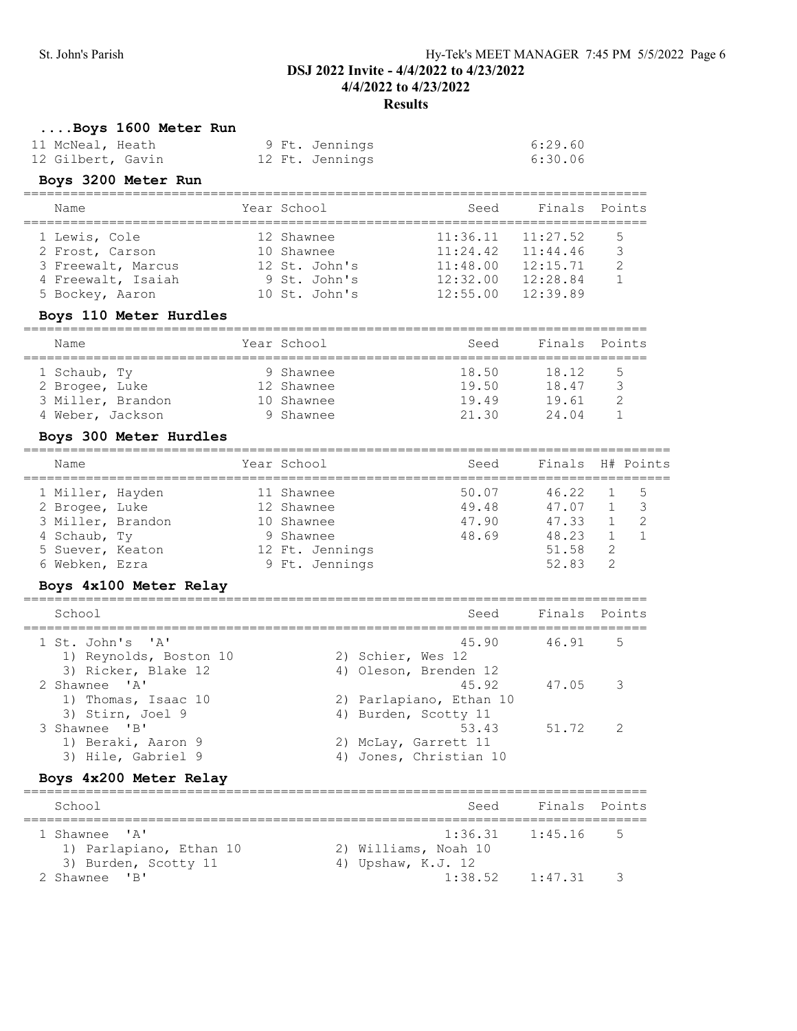# DSJ 2022 Invite - 4/4/2022 to 4/23/2022

## 4/4/2022 to 4/23/2022

## Results

### ....Boys 1600 Meter Run

| Name | Year | School | Finals |
|---|---|---|---|
| 11 McNeal, Heath | 9 | Ft. Jennings | 6:29.60 |
| 12 Gilbert, Gavin | 12 | Ft. Jennings | 6:30.06 |

### Boys 3200 Meter Run

| Name | Year | School | Seed | Finals | Points |
|---|---|---|---|---|---|
| 1 Lewis, Cole | 12 | Shawnee | 11:36.11 | 11:27.52 | 5 |
| 2 Frost, Carson | 10 | Shawnee | 11:24.42 | 11:44.46 | 3 |
| 3 Freewalt, Marcus | 12 | St. John's | 11:48.00 | 12:15.71 | 2 |
| 4 Freewalt, Isaiah | 9 | St. John's | 12:32.00 | 12:28.84 | 1 |
| 5 Bockey, Aaron | 10 | St. John's | 12:55.00 | 12:39.89 | |

### Boys 110 Meter Hurdles

| Name | Year | School | Seed | Finals | Points |
|---|---|---|---|---|---|
| 1 Schaub, Ty | 9 | Shawnee | 18.50 | 18.12 | 5 |
| 2 Brogee, Luke | 12 | Shawnee | 19.50 | 18.47 | 3 |
| 3 Miller, Brandon | 10 | Shawnee | 19.49 | 19.61 | 2 |
| 4 Weber, Jackson | 9 | Shawnee | 21.30 | 24.04 | 1 |

### Boys 300 Meter Hurdles

| Name | Year | School | Seed | Finals | H# | Points |
|---|---|---|---|---|---|---|
| 1 Miller, Hayden | 11 | Shawnee | 50.07 | 46.22 | 1 | 5 |
| 2 Brogee, Luke | 12 | Shawnee | 49.48 | 47.07 | 1 | 3 |
| 3 Miller, Brandon | 10 | Shawnee | 47.90 | 47.33 | 1 | 2 |
| 4 Schaub, Ty | 9 | Shawnee | 48.69 | 48.23 | 1 | 1 |
| 5 Suever, Keaton | 12 | Ft. Jennings | | 51.58 | 2 | |
| 6 Webken, Ezra | 9 | Ft. Jennings | | 52.83 | 2 | |

### Boys 4x100 Meter Relay

| School | Seed | Finals | Points |
|---|---|---|---|
| 1 St. John's 'A' | 45.90 | 46.91 | 5 |
| 1) Reynolds, Boston 10; 2) Schier, Wes 12; 3) Ricker, Blake 12; 4) Oleson, Brenden 12 | | | |
| 2 Shawnee 'A' | 45.92 | 47.05 | 3 |
| 1) Thomas, Isaac 10; 2) Parlapiano, Ethan 10; 3) Stirn, Joel 9; 4) Burden, Scotty 11 | | | |
| 3 Shawnee 'B' | 53.43 | 51.72 | 2 |
| 1) Beraki, Aaron 9; 2) McLay, Garrett 11; 3) Hile, Gabriel 9; 4) Jones, Christian 10 | | | |

### Boys 4x200 Meter Relay

| School | Seed | Finals | Points |
|---|---|---|---|
| 1 Shawnee 'A' | 1:36.31 | 1:45.16 | 5 |
| 1) Parlapiano, Ethan 10; 2) Williams, Noah 10; 3) Burden, Scotty 11; 4) Upshaw, K.J. 12 | | | |
| 2 Shawnee 'B' | 1:38.52 | 1:47.31 | 3 |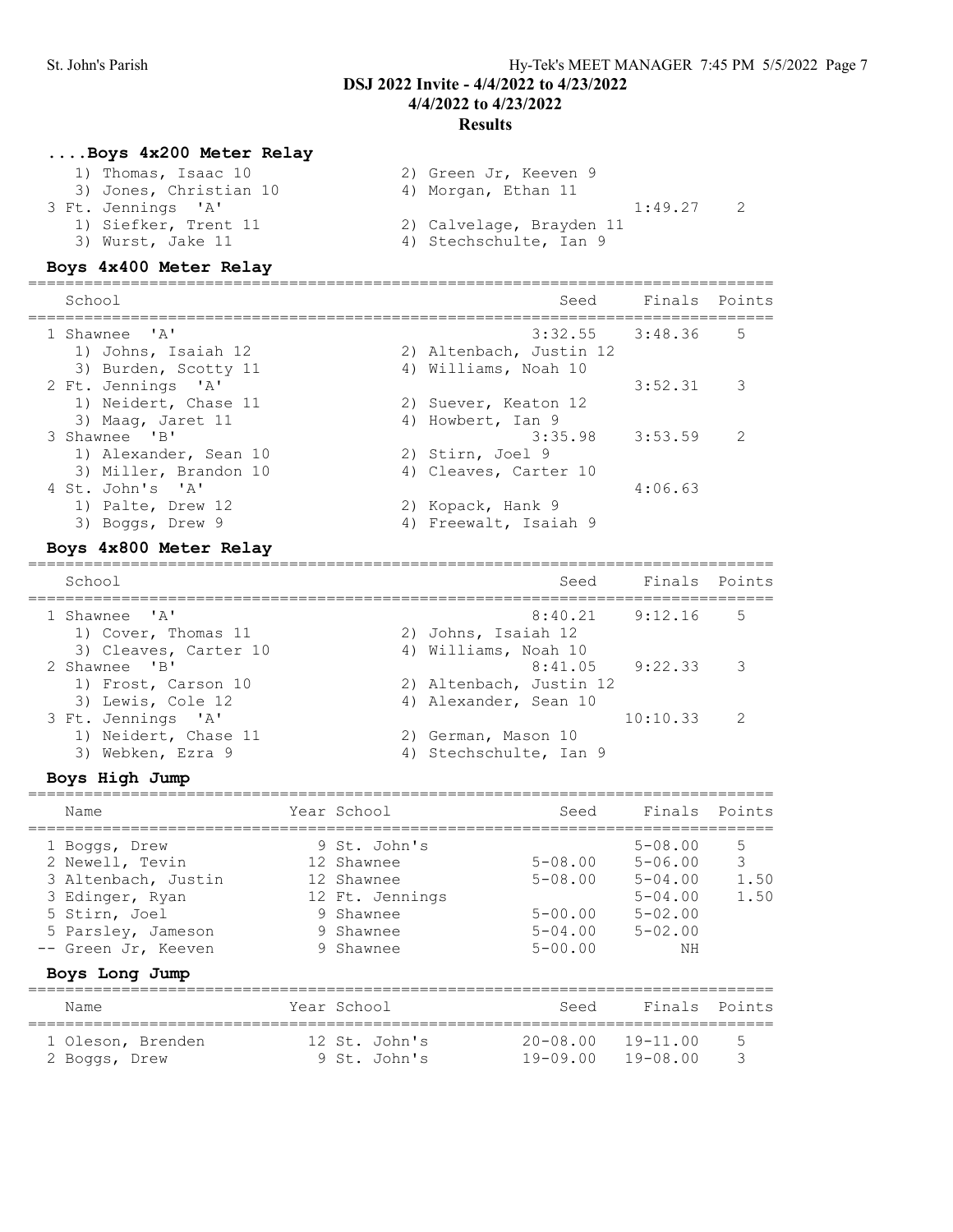DSJ 2022 Invite - 4/4/2022 to 4/23/2022
4/4/2022 to 4/23/2022
Results

### ....Boys 4x200 Meter Relay

| School | | Seed | Finals | Points |
|---|---|---|---|---|
| 1) Thomas, Isaac 10 | 2) Green Jr, Keeven 9 | | | |
| 3) Jones, Christian 10 | 4) Morgan, Ethan 11 | | | |
| 3 Ft. Jennings 'A' | | | 1:49.27 | 2 |
| 1) Siefker, Trent 11 | 2) Calvelage, Brayden 11 | | | |
| 3) Wurst, Jake 11 | 4) Stechschulte, Ian 9 | | | |

### Boys 4x400 Meter Relay

| School | | Seed | Finals | Points |
|---|---|---|---|---|
| 1 Shawnee 'A' | | 3:32.55 | 3:48.36 | 5 |
| 1) Johns, Isaiah 12 | 2) Altenbach, Justin 12 | | | |
| 3) Burden, Scotty 11 | 4) Williams, Noah 10 | | | |
| 2 Ft. Jennings 'A' | | | 3:52.31 | 3 |
| 1) Neidert, Chase 11 | 2) Suever, Keaton 12 | | | |
| 3) Maag, Jaret 11 | 4) Howbert, Ian 9 | | | |
| 3 Shawnee 'B' | | 3:35.98 | 3:53.59 | 2 |
| 1) Alexander, Sean 10 | 2) Stirn, Joel 9 | | | |
| 3) Miller, Brandon 10 | 4) Cleaves, Carter 10 | | | |
| 4 St. John's 'A' | | | 4:06.63 | |
| 1) Palte, Drew 12 | 2) Kopack, Hank 9 | | | |
| 3) Boggs, Drew 9 | 4) Freewalt, Isaiah 9 | | | |

### Boys 4x800 Meter Relay

| School | | Seed | Finals | Points |
|---|---|---|---|---|
| 1 Shawnee 'A' | | 8:40.21 | 9:12.16 | 5 |
| 1) Cover, Thomas 11 | 2) Johns, Isaiah 12 | | | |
| 3) Cleaves, Carter 10 | 4) Williams, Noah 10 | | | |
| 2 Shawnee 'B' | | 8:41.05 | 9:22.33 | 3 |
| 1) Frost, Carson 10 | 2) Altenbach, Justin 12 | | | |
| 3) Lewis, Cole 12 | 4) Alexander, Sean 10 | | | |
| 3 Ft. Jennings 'A' | | | 10:10.33 | 2 |
| 1) Neidert, Chase 11 | 2) German, Mason 10 | | | |
| 3) Webken, Ezra 9 | 4) Stechschulte, Ian 9 | | | |

### Boys High Jump

| Name | Year | School | Seed | Finals | Points |
|---|---|---|---|---|---|
| 1 Boggs, Drew | 9 | St. John's | | 5-08.00 | 5 |
| 2 Newell, Tevin | 12 | Shawnee | 5-08.00 | 5-06.00 | 3 |
| 3 Altenbach, Justin | 12 | Shawnee | 5-08.00 | 5-04.00 | 1.50 |
| 3 Edinger, Ryan | 12 | Ft. Jennings | | 5-04.00 | 1.50 |
| 5 Stirn, Joel | 9 | Shawnee | 5-00.00 | 5-02.00 | |
| 5 Parsley, Jameson | 9 | Shawnee | 5-04.00 | 5-02.00 | |
| -- Green Jr, Keeven | 9 | Shawnee | 5-00.00 | NH | |

### Boys Long Jump

| Name | Year | School | Seed | Finals | Points |
|---|---|---|---|---|---|
| 1 Oleson, Brenden | 12 | St. John's | 20-08.00 | 19-11.00 | 5 |
| 2 Boggs, Drew | 9 | St. John's | 19-09.00 | 19-08.00 | 3 |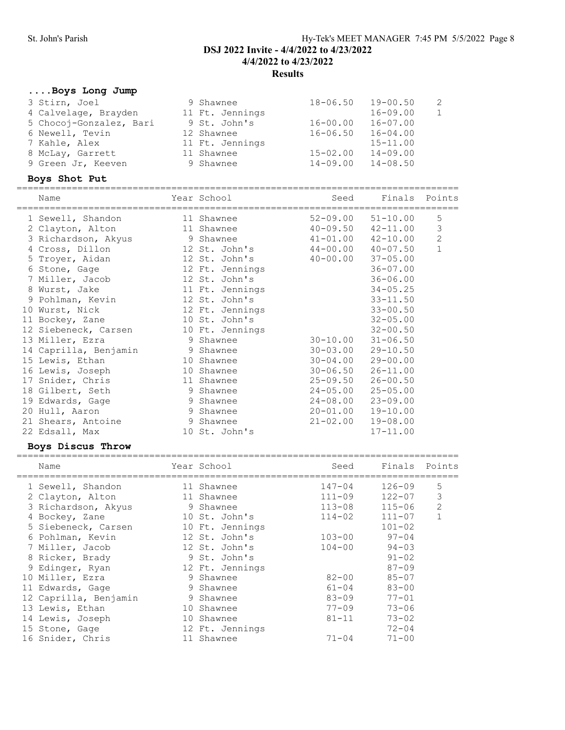## DSJ 2022 Invite - 4/4/2022 to 4/23/2022
## 4/4/2022 to 4/23/2022
## Results

### ....Boys Long Jump

| Name | Year | School | Seed | Finals | Points |
|---|---|---|---|---|---|
| 3 Stirn, Joel | 9 | Shawnee | 18-06.50 | 19-00.50 | 2 |
| 4 Calvelage, Brayden | 11 | Ft. Jennings | | 16-09.00 | 1 |
| 5 Chocoj-Gonzalez, Bari | 9 | St. John's | 16-00.00 | 16-07.00 | |
| 6 Newell, Tevin | 12 | Shawnee | 16-06.50 | 16-04.00 | |
| 7 Kahle, Alex | 11 | Ft. Jennings | | 15-11.00 | |
| 8 McLay, Garrett | 11 | Shawnee | 15-02.00 | 14-09.00 | |
| 9 Green Jr, Keeven | 9 | Shawnee | 14-09.00 | 14-08.50 | |

### Boys Shot Put

| Name | Year | School | Seed | Finals | Points |
|---|---|---|---|---|---|
| 1 Sewell, Shandon | 11 | Shawnee | 52-09.00 | 51-10.00 | 5 |
| 2 Clayton, Alton | 11 | Shawnee | 40-09.50 | 42-11.00 | 3 |
| 3 Richardson, Akyus | 9 | Shawnee | 41-01.00 | 42-10.00 | 2 |
| 4 Cross, Dillon | 12 | St. John's | 44-00.00 | 40-07.50 | 1 |
| 5 Troyer, Aidan | 12 | St. John's | 40-00.00 | 37-05.00 | |
| 6 Stone, Gage | 12 | Ft. Jennings | | 36-07.00 | |
| 7 Miller, Jacob | 12 | St. John's | | 36-06.00 | |
| 8 Wurst, Jake | 11 | Ft. Jennings | | 34-05.25 | |
| 9 Pohlman, Kevin | 12 | St. John's | | 33-11.50 | |
| 10 Wurst, Nick | 12 | Ft. Jennings | | 33-00.50 | |
| 11 Bockey, Zane | 10 | St. John's | | 32-05.00 | |
| 12 Siebeneck, Carsen | 10 | Ft. Jennings | | 32-00.50 | |
| 13 Miller, Ezra | 9 | Shawnee | 30-10.00 | 31-06.50 | |
| 14 Caprilla, Benjamin | 9 | Shawnee | 30-03.00 | 29-10.50 | |
| 15 Lewis, Ethan | 10 | Shawnee | 30-04.00 | 29-00.00 | |
| 16 Lewis, Joseph | 10 | Shawnee | 30-06.50 | 26-11.00 | |
| 17 Snider, Chris | 11 | Shawnee | 25-09.50 | 26-00.50 | |
| 18 Gilbert, Seth | 9 | Shawnee | 24-05.00 | 25-05.00 | |
| 19 Edwards, Gage | 9 | Shawnee | 24-08.00 | 23-09.00 | |
| 20 Hull, Aaron | 9 | Shawnee | 20-01.00 | 19-10.00 | |
| 21 Shears, Antoine | 9 | Shawnee | 21-02.00 | 19-08.00 | |
| 22 Edsall, Max | 10 | St. John's | | 17-11.00 | |

### Boys Discus Throw

| Name | Year | School | Seed | Finals | Points |
|---|---|---|---|---|---|
| 1 Sewell, Shandon | 11 | Shawnee | 147-04 | 126-09 | 5 |
| 2 Clayton, Alton | 11 | Shawnee | 111-09 | 122-07 | 3 |
| 3 Richardson, Akyus | 9 | Shawnee | 113-08 | 115-06 | 2 |
| 4 Bockey, Zane | 10 | St. John's | 114-02 | 111-07 | 1 |
| 5 Siebeneck, Carsen | 10 | Ft. Jennings | | 101-02 | |
| 6 Pohlman, Kevin | 12 | St. John's | 103-00 | 97-04 | |
| 7 Miller, Jacob | 12 | St. John's | 104-00 | 94-03 | |
| 8 Ricker, Brady | 9 | St. John's | | 91-02 | |
| 9 Edinger, Ryan | 12 | Ft. Jennings | | 87-09 | |
| 10 Miller, Ezra | 9 | Shawnee | 82-00 | 85-07 | |
| 11 Edwards, Gage | 9 | Shawnee | 61-04 | 83-00 | |
| 12 Caprilla, Benjamin | 9 | Shawnee | 83-09 | 77-01 | |
| 13 Lewis, Ethan | 10 | Shawnee | 77-09 | 73-06 | |
| 14 Lewis, Joseph | 10 | Shawnee | 81-11 | 73-02 | |
| 15 Stone, Gage | 12 | Ft. Jennings | | 72-04 | |
| 16 Snider, Chris | 11 | Shawnee | 71-04 | 71-00 | |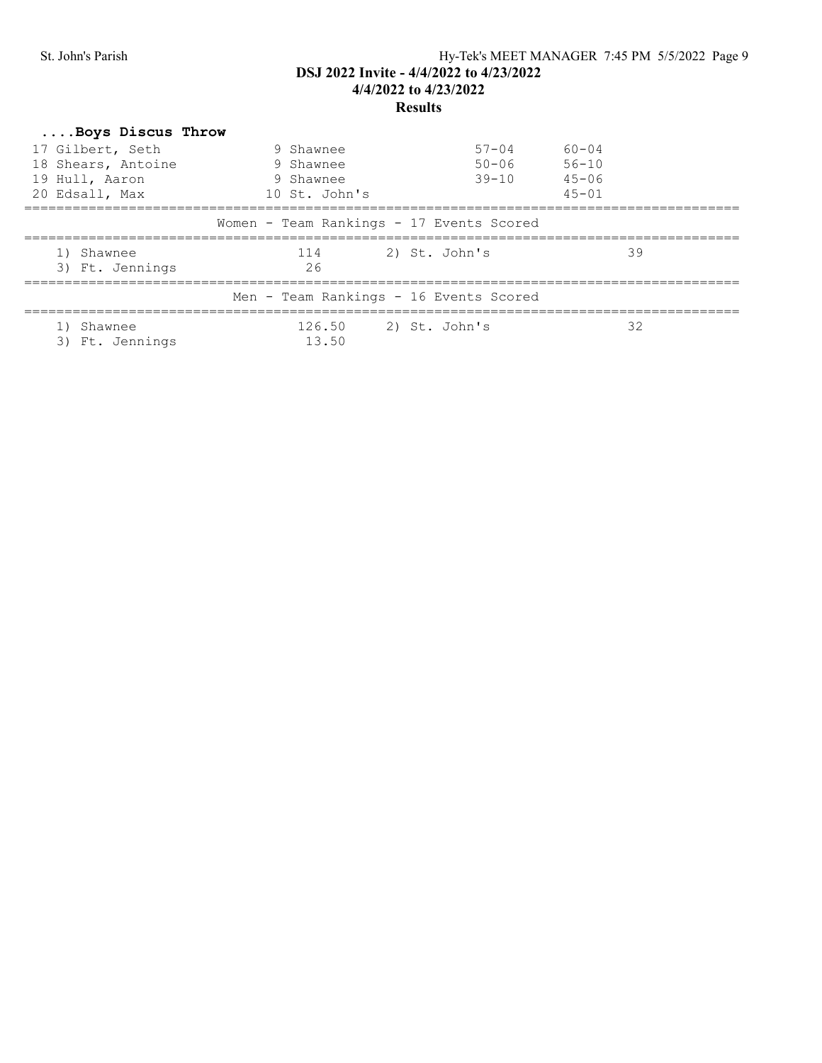### ....Boys Discus Throw

| | | | | |
|---|---|---|---|---|
| 17 | Gilbert, Seth | 9 Shawnee | 57-04 | 60-04 |
| 18 | Shears, Antoine | 9 Shawnee | 50-06 | 56-10 |
| 19 | Hull, Aaron | 9 Shawnee | 39-10 | 45-06 |
| 20 | Edsall, Max | 10 St. John's | | 45-01 |

### Women - Team Rankings - 17 Events Scored

| | | | |
|---|---|---|---|
| 1) Shawnee | 114 | 2) St. John's | 39 |
| 3) Ft. Jennings | 26 | | |

### Men - Team Rankings - 16 Events Scored

| | | | |
|---|---|---|---|
| 1) Shawnee | 126.50 | 2) St. John's | 32 |
| 3) Ft. Jennings | 13.50 | | |